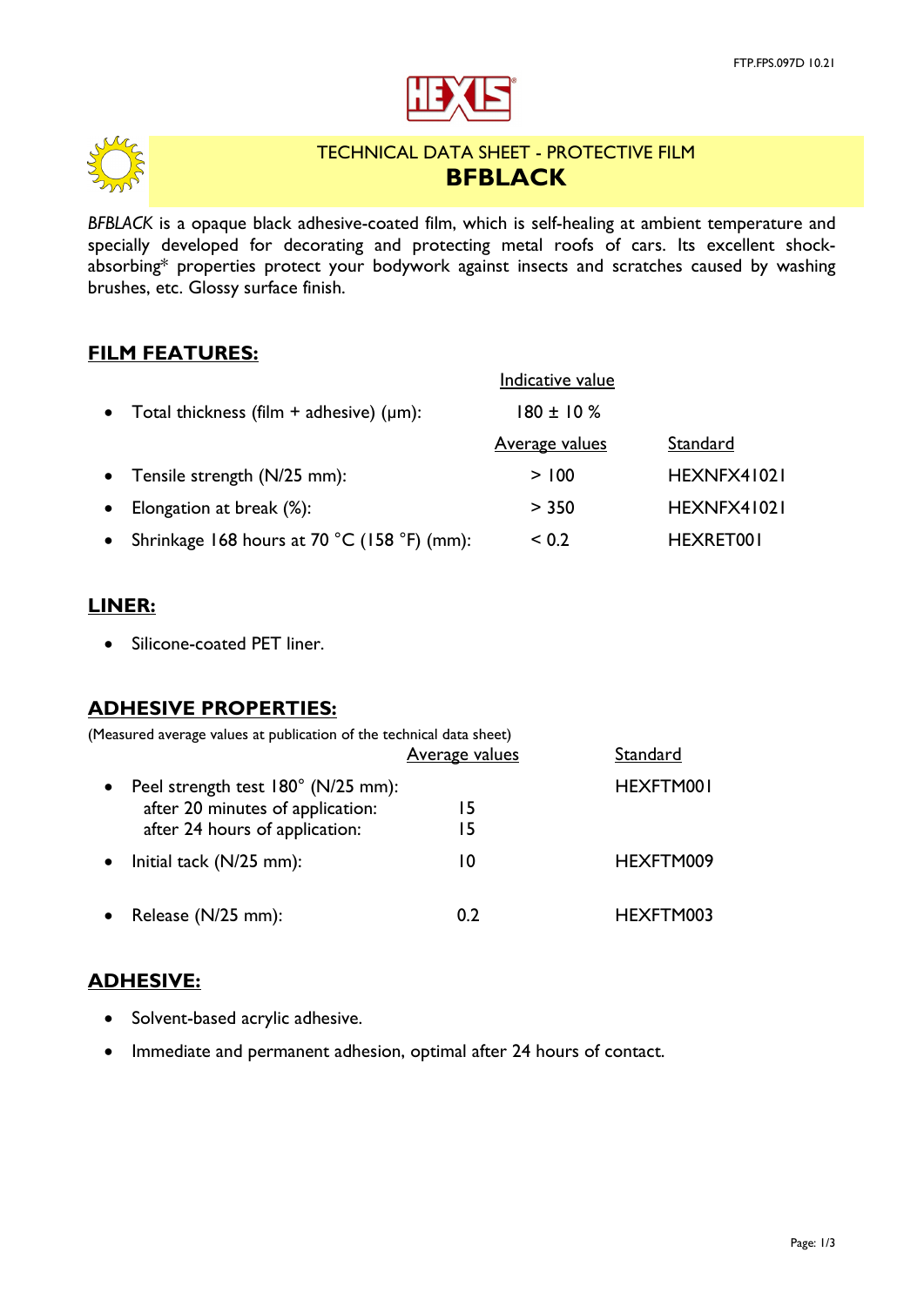TECHNICAL DATA SHEET - PROTECTIVE FILM

# BFBLACK

*BFBLACK* is a opaque black adhesive-coated film, which is self-healing at ambient temperature and specially developed for decorating and protecting metal roofs of cars. Its excellent shock-absorbing* properties protect your bodywork against insects and scratches caused by washing brushes, etc. Glossy surface finish.

## FILM FEATURES:

| | Indicative value | |
|---|---|---|
| Total thickness (film + adhesive) (µm): | 180 ± 10 % | |
| | **Average values** | **Standard** |
| Tensile strength (N/25 mm): | > 100 | HEXNFX41021 |
| Elongation at break (%): | > 350 | HEXNFX41021 |
| Shrinkage 168 hours at 70 °C (158 °F) (mm): | < 0.2 | HEXRET001 |

## LINER:

- Silicone-coated PET liner.

## ADHESIVE PROPERTIES:

(Measured average values at publication of the technical data sheet)

| | Average values | Standard |
|---|---|---|
| Peel strength test 180° (N/25 mm): | | HEXFTM001 |
| after 20 minutes of application: | 15 | |
| after 24 hours of application: | 15 | |
| Initial tack (N/25 mm): | 10 | HEXFTM009 |
| Release (N/25 mm): | 0.2 | HEXFTM003 |

## ADHESIVE:

- Solvent-based acrylic adhesive.
- Immediate and permanent adhesion, optimal after 24 hours of contact.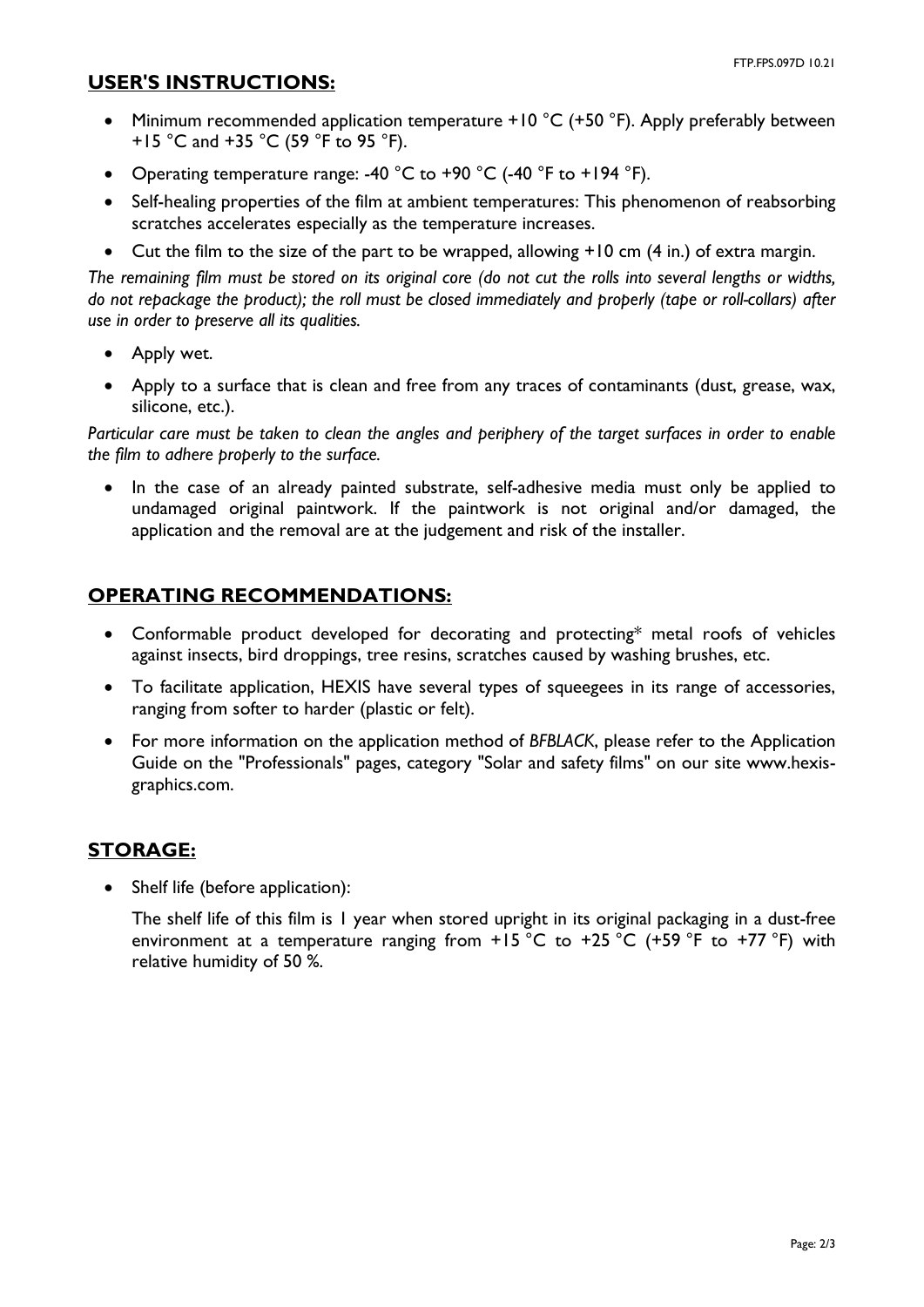## USER'S INSTRUCTIONS:

- Minimum recommended application temperature +10 °C (+50 °F). Apply preferably between +15 °C and +35 °C (59 °F to 95 °F).
- Operating temperature range: -40 °C to +90 °C (-40 °F to +194 °F).
- Self-healing properties of the film at ambient temperatures: This phenomenon of reabsorbing scratches accelerates especially as the temperature increases.
- Cut the film to the size of the part to be wrapped, allowing +10 cm (4 in.) of extra margin.

*The remaining film must be stored on its original core (do not cut the rolls into several lengths or widths, do not repackage the product); the roll must be closed immediately and properly (tape or roll-collars) after use in order to preserve all its qualities.*

- Apply wet.
- Apply to a surface that is clean and free from any traces of contaminants (dust, grease, wax, silicone, etc.).

*Particular care must be taken to clean the angles and periphery of the target surfaces in order to enable the film to adhere properly to the surface.*

- In the case of an already painted substrate, self-adhesive media must only be applied to undamaged original paintwork. If the paintwork is not original and/or damaged, the application and the removal are at the judgement and risk of the installer.

## OPERATING RECOMMENDATIONS:

- Conformable product developed for decorating and protecting* metal roofs of vehicles against insects, bird droppings, tree resins, scratches caused by washing brushes, etc.
- To facilitate application, HEXIS have several types of squeegees in its range of accessories, ranging from softer to harder (plastic or felt).
- For more information on the application method of *BFBLACK*, please refer to the Application Guide on the "Professionals" pages, category "Solar and safety films" on our site www.hexis-graphics.com.

## STORAGE:

- Shelf life (before application):

  The shelf life of this film is 1 year when stored upright in its original packaging in a dust-free environment at a temperature ranging from +15 °C to +25 °C (+59 °F to +77 °F) with relative humidity of 50 %.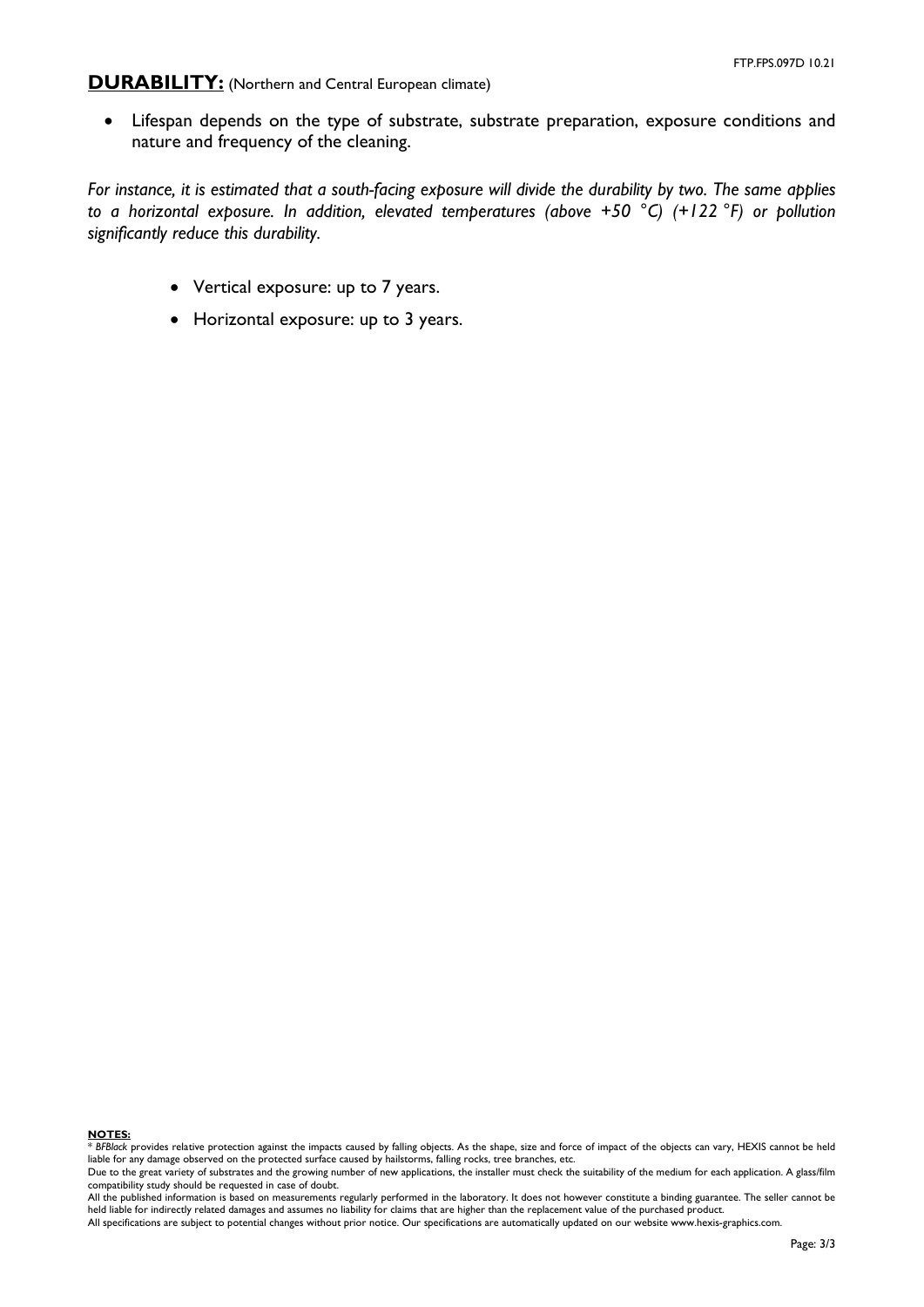## DURABILITY: (Northern and Central European climate)

- Lifespan depends on the type of substrate, substrate preparation, exposure conditions and nature and frequency of the cleaning.

*For instance, it is estimated that a south-facing exposure will divide the durability by two. The same applies to a horizontal exposure. In addition, elevated temperatures (above +50 °C) (+122 °F) or pollution significantly reduce this durability.*

- Vertical exposure: up to 7 years.
- Horizontal exposure: up to 3 years.

**NOTES:**

\* *BFBlack* provides relative protection against the impacts caused by falling objects. As the shape, size and force of impact of the objects can vary, HEXIS cannot be held liable for any damage observed on the protected surface caused by hailstorms, falling rocks, tree branches, etc.

Due to the great variety of substrates and the growing number of new applications, the installer must check the suitability of the medium for each application. A glass/film compatibility study should be requested in case of doubt.

All the published information is based on measurements regularly performed in the laboratory. It does not however constitute a binding guarantee. The seller cannot be held liable for indirectly related damages and assumes no liability for claims that are higher than the replacement value of the purchased product.

All specifications are subject to potential changes without prior notice. Our specifications are automatically updated on our website www.hexis-graphics.com.